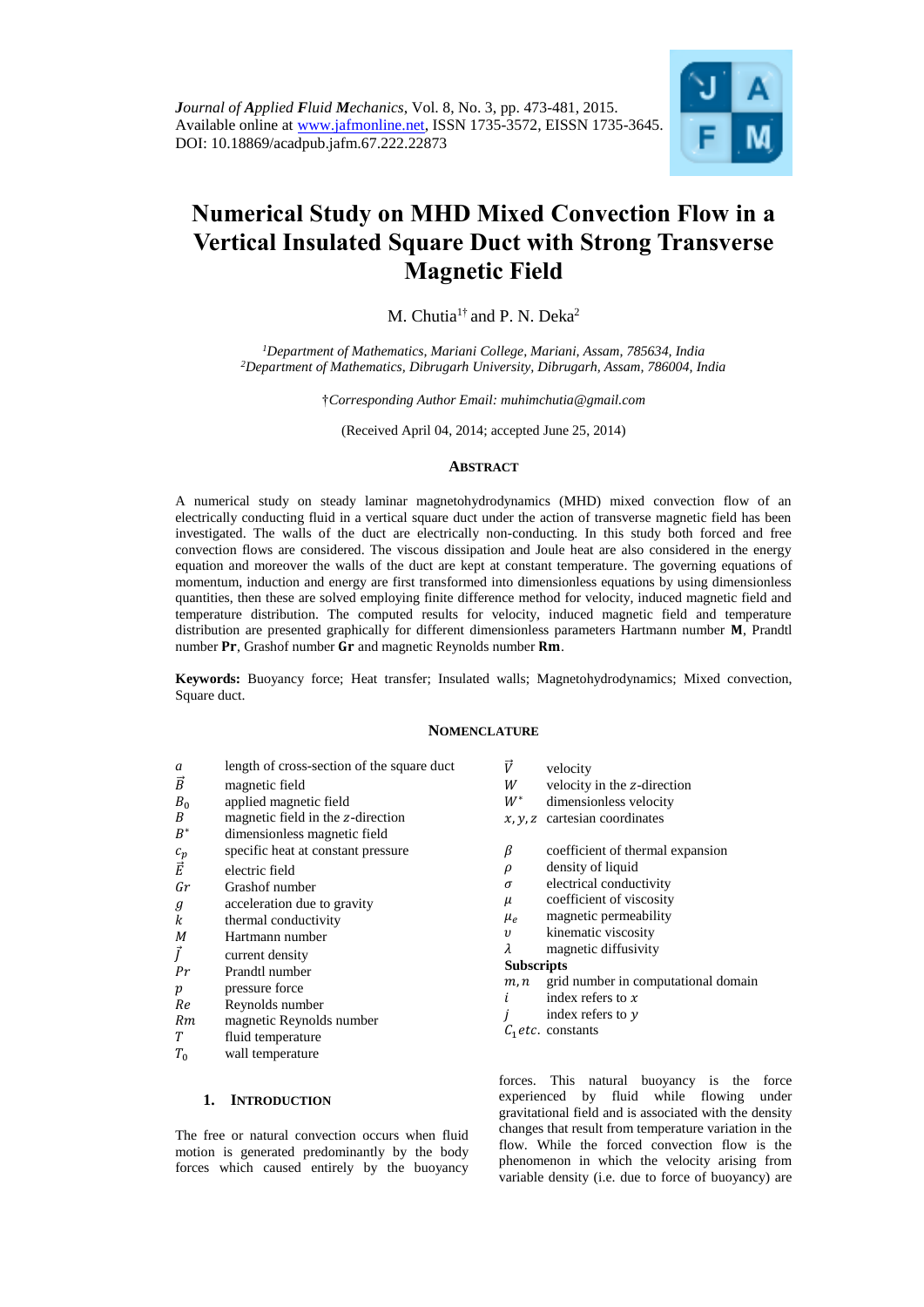*Journal of Applied Fluid Mechanics*, Vol. 8, No. 3, pp. 473-481, 2015.
Available online at www.jafmonline.net, ISSN 1735-3572, EISSN 1735-3645.
DOI: 10.18869/acadpub.jafm.67.222.22873

# Numerical Study on MHD Mixed Convection Flow in a Vertical Insulated Square Duct with Strong Transverse Magnetic Field

M. Chutia[1†] and P. N. Deka[2]

[1]*Department of Mathematics, Mariani College, Mariani, Assam, 785634, India*
[2]*Department of Mathematics, Dibrugarh University, Dibrugarh, Assam, 786004, India*

†*Corresponding Author Email: muhimchutia@gmail.com*

(Received April 04, 2014; accepted June 25, 2014)

## Abstract

A numerical study on steady laminar magnetohydrodynamics (MHD) mixed convection flow of an electrically conducting fluid in a vertical square duct under the action of transverse magnetic field has been investigated. The walls of the duct are electrically non-conducting. In this study both forced and free convection flows are considered. The viscous dissipation and Joule heat are also considered in the energy equation and moreover the walls of the duct are kept at constant temperature. The governing equations of momentum, induction and energy are first transformed into dimensionless equations by using dimensionless quantities, then these are solved employing finite difference method for velocity, induced magnetic field and temperature distribution. The computed results for velocity, induced magnetic field and temperature distribution are presented graphically for different dimensionless parameters Hartmann number $\mathbf{M}$, Prandtl number **Pr**, Grashof number **Gr** and magnetic Reynolds number **Rm**.

**Keywords:** Buoyancy force; Heat transfer; Insulated walls; Magnetohydrodynamics; Mixed convection, Square duct.

## Nomenclature

| | |
|---|---|
| $a$ | length of cross-section of the square duct |
| $\vec{B}$ | magnetic field |
| $B_0$ | applied magnetic field |
| $B$ | magnetic field in the $z$-direction |
| $B^*$ | dimensionless magnetic field |
| $c_p$ | specific heat at constant pressure |
| $\vec{E}$ | electric field |
| $Gr$ | Grashof number |
| $g$ | acceleration due to gravity |
| $k$ | thermal conductivity |
| $M$ | Hartmann number |
| $\vec{J}$ | current density |
| $Pr$ | Prandtl number |
| $p$ | pressure force |
| $Re$ | Reynolds number |
| $Rm$ | magnetic Reynolds number |
| $T$ | fluid temperature |
| $T_0$ | wall temperature |
| $\vec{V}$ | velocity |
| $W$ | velocity in the $z$-direction |
| $W^*$ | dimensionless velocity |
| $x, y, z$ | cartesian coordinates |
| $\beta$ | coefficient of thermal expansion |
| $\rho$ | density of liquid |
| $\sigma$ | electrical conductivity |
| $\mu$ | coefficient of viscosity |
| $\mu_e$ | magnetic permeability |
| $\upsilon$ | kinematic viscosity |
| $\lambda$ | magnetic diffusivity |

**Subscripts**

| | |
|---|---|
| $m, n$ | grid number in computational domain |
| $i$ | index refers to $x$ |
| $j$ | index refers to $y$ |
| $C_1$ *etc.* | constants |

## 1. Introduction

The free or natural convection occurs when fluid motion is generated predominantly by the body forces which caused entirely by the buoyancy forces. This natural buoyancy is the force experienced by fluid while flowing under gravitational field and is associated with the density changes that result from temperature variation in the flow. While the forced convection flow is the phenomenon in which the velocity arising from variable density (i.e. due to force of buoyancy) are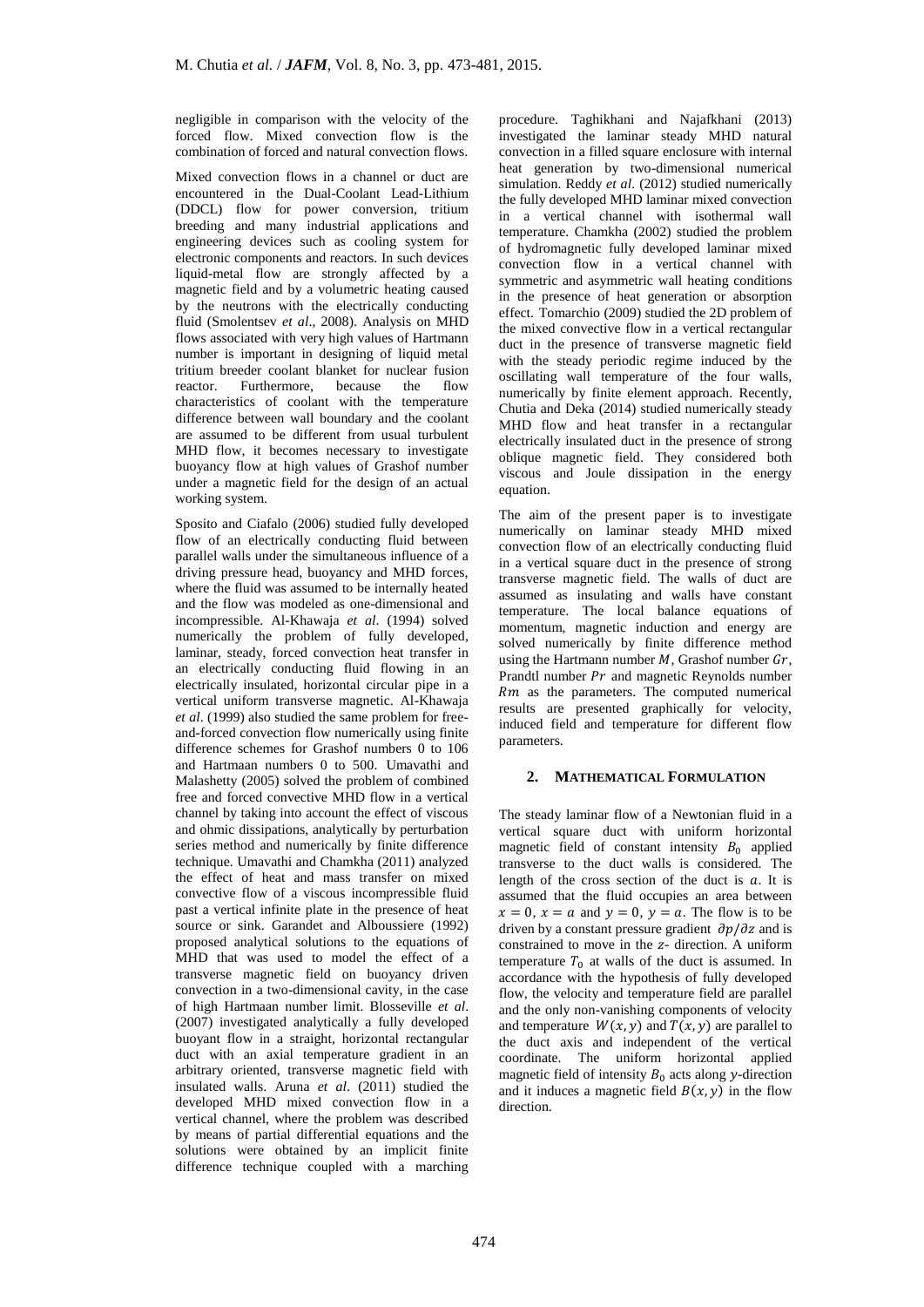negligible in comparison with the velocity of the forced flow. Mixed convection flow is the combination of forced and natural convection flows.

Mixed convection flows in a channel or duct are encountered in the Dual-Coolant Lead-Lithium (DDCL) flow for power conversion, tritium breeding and many industrial applications and engineering devices such as cooling system for electronic components and reactors. In such devices liquid-metal flow are strongly affected by a magnetic field and by a volumetric heating caused by the neutrons with the electrically conducting fluid (Smolentsev *et al*., 2008). Analysis on MHD flows associated with very high values of Hartmann number is important in designing of liquid metal tritium breeder coolant blanket for nuclear fusion reactor. Furthermore, because the flow characteristics of coolant with the temperature difference between wall boundary and the coolant are assumed to be different from usual turbulent MHD flow, it becomes necessary to investigate buoyancy flow at high values of Grashof number under a magnetic field for the design of an actual working system.

Sposito and Ciafalo (2006) studied fully developed flow of an electrically conducting fluid between parallel walls under the simultaneous influence of a driving pressure head, buoyancy and MHD forces, where the fluid was assumed to be internally heated and the flow was modeled as one-dimensional and incompressible. Al-Khawaja *et al*. (1994) solved numerically the problem of fully developed, laminar, steady, forced convection heat transfer in an electrically conducting fluid flowing in an electrically insulated, horizontal circular pipe in a vertical uniform transverse magnetic. Al-Khawaja *et al*. (1999) also studied the same problem for free-and-forced convection flow numerically using finite difference schemes for Grashof numbers 0 to 106 and Hartmaan numbers 0 to 500. Umavathi and Malashetty (2005) solved the problem of combined free and forced convective MHD flow in a vertical channel by taking into account the effect of viscous and ohmic dissipations, analytically by perturbation series method and numerically by finite difference technique. Umavathi and Chamkha (2011) analyzed the effect of heat and mass transfer on mixed convective flow of a viscous incompressible fluid past a vertical infinite plate in the presence of heat source or sink. Garandet and Alboussiere (1992) proposed analytical solutions to the equations of MHD that was used to model the effect of a transverse magnetic field on buoyancy driven convection in a two-dimensional cavity, in the case of high Hartmaan number limit. Blosseville *et al*. (2007) investigated analytically a fully developed buoyant flow in a straight, horizontal rectangular duct with an axial temperature gradient in an arbitrary oriented, transverse magnetic field with insulated walls. Aruna *et al*. (2011) studied the developed MHD mixed convection flow in a vertical channel, where the problem was described by means of partial differential equations and the solutions were obtained by an implicit finite difference technique coupled with a marching procedure. Taghikhani and Najafkhani (2013) investigated the laminar steady MHD natural convection in a filled square enclosure with internal heat generation by two-dimensional numerical simulation. Reddy *et al*. (2012) studied numerically the fully developed MHD laminar mixed convection in a vertical channel with isothermal wall temperature. Chamkha (2002) studied the problem of hydromagnetic fully developed laminar mixed convection flow in a vertical channel with symmetric and asymmetric wall heating conditions in the presence of heat generation or absorption effect. Tomarchio (2009) studied the 2D problem of the mixed convective flow in a vertical rectangular duct in the presence of transverse magnetic field with the steady periodic regime induced by the oscillating wall temperature of the four walls, numerically by finite element approach. Recently, Chutia and Deka (2014) studied numerically steady MHD flow and heat transfer in a rectangular electrically insulated duct in the presence of strong oblique magnetic field. They considered both viscous and Joule dissipation in the energy equation.

The aim of the present paper is to investigate numerically on laminar steady MHD mixed convection flow of an electrically conducting fluid in a vertical square duct in the presence of strong transverse magnetic field. The walls of duct are assumed as insulating and walls have constant temperature. The local balance equations of momentum, magnetic induction and energy are solved numerically by finite difference method using the Hartmann number $M$, Grashof number $Gr$, Prandtl number $Pr$ and magnetic Reynolds number $Rm$ as the parameters. The computed numerical results are presented graphically for velocity, induced field and temperature for different flow parameters.

## 2. MATHEMATICAL FORMULATION

The steady laminar flow of a Newtonian fluid in a vertical square duct with uniform horizontal magnetic field of constant intensity $B_0$ applied transverse to the duct walls is considered. The length of the cross section of the duct is $a$. It is assumed that the fluid occupies an area between $x = 0$, $x = a$ and $y = 0$, $y = a$. The flow is to be driven by a constant pressure gradient $\partial p/\partial z$ and is constrained to move in the $z$- direction. A uniform temperature $T_0$ at walls of the duct is assumed. In accordance with the hypothesis of fully developed flow, the velocity and temperature field are parallel and the only non-vanishing components of velocity and temperature $W(x, y)$ and $T(x, y)$ are parallel to the duct axis and independent of the vertical coordinate. The uniform horizontal applied magnetic field of intensity $B_0$ acts along $y$-direction and it induces a magnetic field $B(x, y)$ in the flow direction.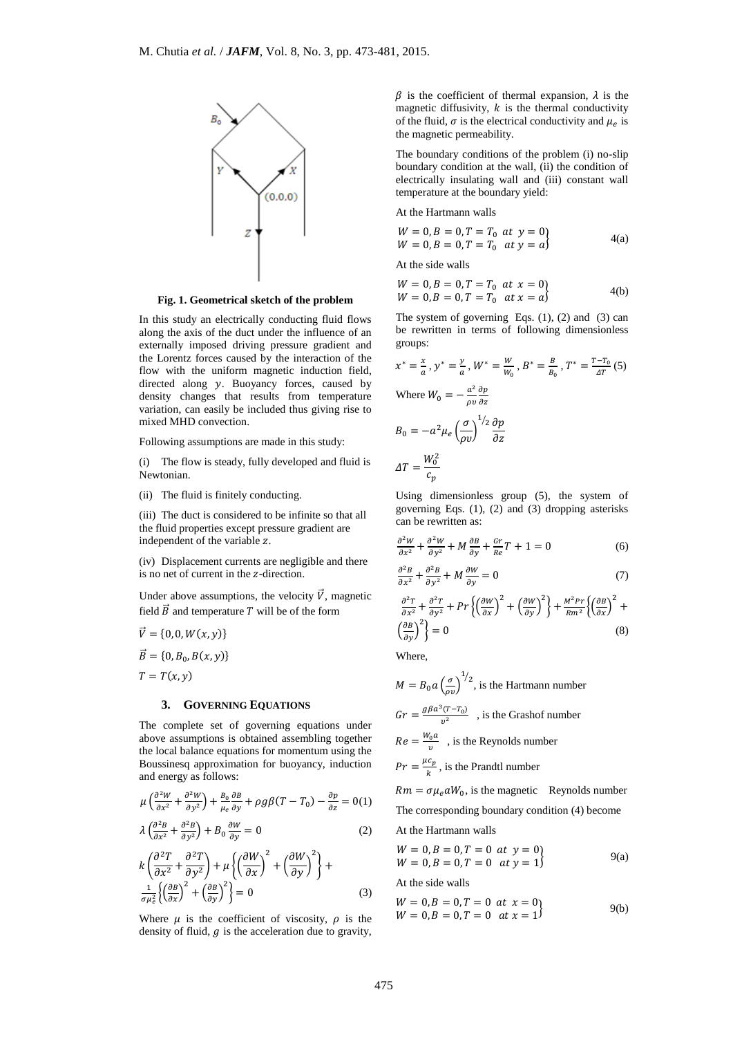Fig. 1. Geometrical sketch of the problem

In this study an electrically conducting fluid flows along the axis of the duct under the influence of an externally imposed driving pressure gradient and the Lorentz forces caused by the interaction of the flow with the uniform magnetic induction field, directed along $y$. Buoyancy forces, caused by density changes that results from temperature variation, can easily be included thus giving rise to mixed MHD convection.

Following assumptions are made in this study:

(i) The flow is steady, fully developed and fluid is Newtonian.

(ii) The fluid is finitely conducting.

(iii) The duct is considered to be infinite so that all the fluid properties except pressure gradient are independent of the variable $z$.

(iv) Displacement currents are negligible and there is no net of current in the $z$-direction.

Under above assumptions, the velocity $\vec{V}$, magnetic field $\vec{B}$ and temperature $T$ will be of the form

$\vec{V} = \{0, 0, W(x, y)\}$

$\vec{B} = \{0, B_0, B(x, y)\}$

$T = T(x, y)$

## 3. GOVERNING EQUATIONS

The complete set of governing equations under above assumptions is obtained assembling together the local balance equations for momentum using the Boussinesq approximation for buoyancy, induction and energy as follows:

$$\mu\left(\frac{\partial^2 W}{\partial x^2} + \frac{\partial^2 W}{\partial y^2}\right) + \frac{B_0}{\mu_e}\frac{\partial B}{\partial y} + \rho g\beta(T - T_0) - \frac{\partial p}{\partial z} = 0 \quad (1)$$

$$\lambda\left(\frac{\partial^2 B}{\partial x^2} + \frac{\partial^2 B}{\partial y^2}\right) + B_0\frac{\partial W}{\partial y} = 0 \quad (2)$$

$$k\left(\frac{\partial^2 T}{\partial x^2} + \frac{\partial^2 T}{\partial y^2}\right) + \mu\left\{\left(\frac{\partial W}{\partial x}\right)^2 + \left(\frac{\partial W}{\partial y}\right)^2\right\} + \frac{1}{\sigma\mu_e^2}\left\{\left(\frac{\partial B}{\partial x}\right)^2 + \left(\frac{\partial B}{\partial y}\right)^2\right\} = 0 \quad (3)$$

Where $\mu$ is the coefficient of viscosity, $\rho$ is the density of fluid, $g$ is the acceleration due to gravity, $\beta$ is the coefficient of thermal expansion, $\lambda$ is the magnetic diffusivity, $k$ is the thermal conductivity of the fluid, $\sigma$ is the electrical conductivity and $\mu_e$ is the magnetic permeability.

The boundary conditions of the problem (i) no-slip boundary condition at the wall, (ii) the condition of electrically insulating wall and (iii) constant wall temperature at the boundary yield:

At the Hartmann walls

$$\left.\begin{array}{l} W = 0, B = 0, T = T_0 \ \ at \ \ y = 0 \\ W = 0, B = 0, T = T_0 \ \ at \ y = a \end{array}\right\} \quad 4(a)$$

At the side walls

$$\left.\begin{array}{l} W = 0, B = 0, T = T_0 \ \ at \ \ x = 0 \\ W = 0, B = 0, T = T_0 \ \ at \ x = a \end{array}\right\} \quad 4(b)$$

The system of governing Eqs. (1), (2) and (3) can be rewritten in terms of following dimensionless groups:

$$x^* = \frac{x}{a}, y^* = \frac{y}{a}, W^* = \frac{W}{W_0}, B^* = \frac{B}{B_0}, T^* = \frac{T - T_0}{\Delta T} \quad (5)$$

Where $W_0 = -\frac{a^2}{\rho\upsilon}\frac{\partial p}{\partial z}$

$$B_0 = -a^2\mu_e\left(\frac{\sigma}{\rho\upsilon}\right)^{1/2}\frac{\partial p}{\partial z}$$

$$\Delta T = \frac{W_0^2}{c_p}$$

Using dimensionless group (5), the system of governing Eqs. (1), (2) and (3) dropping asterisks can be rewritten as:

$$\frac{\partial^2 W}{\partial x^2} + \frac{\partial^2 W}{\partial y^2} + M\frac{\partial B}{\partial y} + \frac{Gr}{Re}T + 1 = 0 \quad (6)$$

$$\frac{\partial^2 B}{\partial x^2} + \frac{\partial^2 B}{\partial y^2} + M\frac{\partial W}{\partial y} = 0 \quad (7)$$

$$\frac{\partial^2 T}{\partial x^2} + \frac{\partial^2 T}{\partial y^2} + Pr\left\{\left(\frac{\partial W}{\partial x}\right)^2 + \left(\frac{\partial W}{\partial y}\right)^2\right\} + \frac{M^2 Pr}{Rm^2}\left\{\left(\frac{\partial B}{\partial x}\right)^2 + \left(\frac{\partial B}{\partial y}\right)^2\right\} = 0 \quad (8)$$

Where,

$M = B_0 a\left(\frac{\sigma}{\rho\upsilon}\right)^{1/2}$, is the Hartmann number

$Gr = \frac{g\beta a^3(T - T_0)}{\upsilon^2}$, is the Grashof number

$Re = \frac{W_0 a}{\upsilon}$, is the Reynolds number

$Pr = \frac{\mu c_p}{k}$, is the Prandtl number

$Rm = \sigma\mu_e a W_0$, is the magnetic Reynolds number

The corresponding boundary condition (4) become

At the Hartmann walls

$$\left.\begin{array}{l} W = 0, B = 0, T = 0 \ \ at \ \ y = 0 \\ W = 0, B = 0, T = 0 \ \ at \ y = 1 \end{array}\right\} \quad 9(a)$$

At the side walls

$$\left.\begin{array}{l} W = 0, B = 0, T = 0 \ \ at \ \ x = 0 \\ W = 0, B = 0, T = 0 \ \ at \ x = 1 \end{array}\right\} \quad 9(b)$$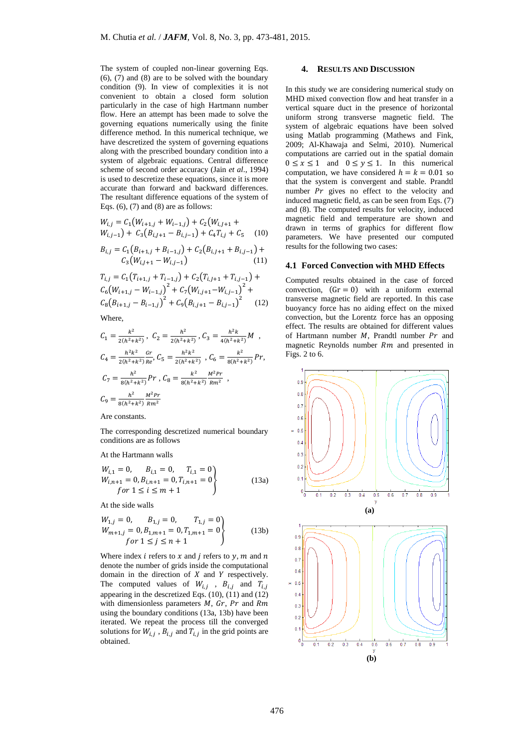The system of coupled non-linear governing Eqs. (6), (7) and (8) are to be solved with the boundary condition (9). In view of complexities it is not convenient to obtain a closed form solution particularly in the case of high Hartmann number flow. Here an attempt has been made to solve the governing equations numerically using the finite difference method. In this numerical technique, we have descretized the system of governing equations along with the prescribed boundary condition into a system of algebraic equations. Central difference scheme of second order accuracy (Jain *et al*., 1994) is used to descretize these equations, since it is more accurate than forward and backward differences. The resultant difference equations of the system of Eqs. (6), (7) and (8) are as follows:

$$W_{i,j} = C_1\left(W_{i+1,j} + W_{i-1,j}\right) + C_2\left(W_{i,j+1} + W_{i,j-1}\right) + C_3\left(B_{i,j+1} - B_{i,j-1}\right) + C_4 T_{i,j} + C_5 \quad (10)$$

$$B_{i,j} = C_1\left(B_{i+1,j} + B_{i-1,j}\right) + C_2\left(B_{i,j+1} + B_{i,j-1}\right) + C_3\left(W_{i,j+1} - W_{i,j-1}\right) \quad (11)$$

$$T_{i,j} = C_1\left(T_{i+1,j} + T_{i-1,j}\right) + C_2\left(T_{i,j+1} + T_{i,j-1}\right) + C_6\left(W_{i+1,j} - W_{i-1,j}\right)^2 + C_7\left(W_{i,j+1} - W_{i,j-1}\right)^2 + C_8\left(B_{i+1,j} - B_{i-1,j}\right)^2 + C_9\left(B_{i,j+1} - B_{i,j-1}\right)^2 \quad (12)$$

Where,

$$C_1 = \frac{k^2}{2(h^2+k^2)},\ C_2 = \frac{h^2}{2(h^2+k^2)},\ C_3 = \frac{h^2 k}{4(h^2+k^2)}M,$$

$$C_4 = \frac{h^2k^2}{2(h^2+k^2)}\frac{Gr}{Re},\ C_5 = \frac{h^2k^2}{2(h^2+k^2)},\ C_6 = \frac{k^2}{8(h^2+k^2)}Pr,$$

$$C_7 = \frac{h^2}{8(h^2+k^2)}Pr,\ C_8 = \frac{k^2}{8(h^2+k^2)}\frac{M^2 Pr}{Rm^2},$$

$$C_9 = \frac{h^2}{8(h^2+k^2)}\frac{M^2 Pr}{Rm^2}$$

Are constants.

The corresponding descretized numerical boundary conditions are as follows

At the Hartmann walls

$$\left.\begin{array}{l} W_{i,1} = 0,\quad B_{i,1} = 0,\quad T_{i,1} = 0 \\ W_{i,n+1} = 0, B_{i,n+1} = 0, T_{i,n+1} = 0 \\ \quad for\ 1 \le i \le m+1 \end{array}\right\} \quad (13a)$$

At the side walls

$$\left.\begin{array}{l} W_{1,j} = 0,\quad B_{1,j} = 0,\quad T_{1,j} = 0 \\ W_{m+1,j} = 0, B_{1,m+1} = 0, T_{1,m+1} = 0 \\ \quad for\ 1 \le j \le n+1 \end{array}\right\} \quad (13b)$$

Where index $i$ refers to $x$ and $j$ refers to $y$, $m$ and $n$ denote the number of grids inside the computational domain in the direction of $X$ and $Y$ respectively. The computed values of $W_{i,j}$, $B_{i,j}$ and $T_{i,j}$ appearing in the descretized Eqs. (10), (11) and (12) with dimensionless parameters $M$, $Gr$, $Pr$ and $Rm$ using the boundary conditions (13a, 13b) have been iterated. We repeat the process till the converged solutions for $W_{i,j}$, $B_{i,j}$ and $T_{i,j}$ in the grid points are obtained.

## 4. Results and Discussion

In this study we are considering numerical study on MHD mixed convection flow and heat transfer in a vertical square duct in the presence of horizontal uniform strong transverse magnetic field. The system of algebraic equations have been solved using Matlab programming (Mathews and Fink, 2009; Al-Khawaja and Selmi, 2010). Numerical computations are carried out in the spatial domain $0 \le x \le 1$ and $0 \le y \le 1$. In this numerical computation, we have considered $h = k = 0.01$ so that the system is convergent and stable. Prandtl number $Pr$ gives no effect to the velocity and induced magnetic field, as can be seen from Eqs. (7) and (8). The computed results for velocity, induced magnetic field and temperature are shown and drawn in terms of graphics for different flow parameters. We have presented our computed results for the following two cases:

### 4.1 Forced Convection with MHD Effects

Computed results obtained in the case of forced convection, $(Gr = 0)$ with a uniform external transverse magnetic field are reported. In this case buoyancy force has no aiding effect on the mixed convection, but the Lorentz force has an opposing effect. The results are obtained for different values of Hartmann number $M$, Prandtl number $Pr$ and magnetic Reynolds number $Rm$ and presented in Figs. 2 to 6.

(a)

(b)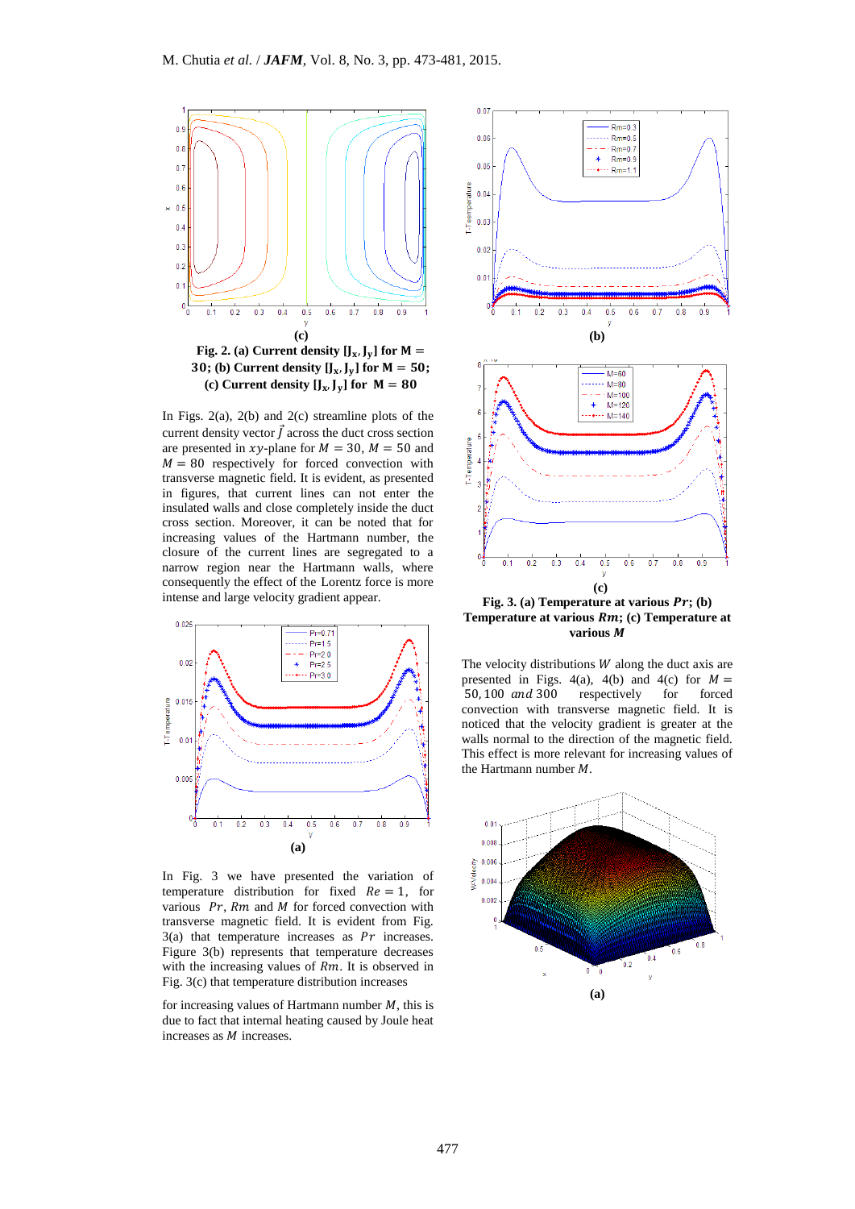**(c)**

**Fig. 2. (a) Current density $[J_x, J_y]$ for $M = 30$; (b) Current density $[J_x, J_y]$ for $M = 50$; (c) Current density $[J_x, J_y]$ for $M = 80$**

In Figs. 2(a), 2(b) and 2(c) streamline plots of the current density vector $\vec{J}$ across the duct cross section are presented in $xy$-plane for $M = 30$, $M = 50$ and $M = 80$ respectively for forced convection with transverse magnetic field. It is evident, as presented in figures, that current lines can not enter the insulated walls and close completely inside the duct cross section. Moreover, it can be noted that for increasing values of the Hartmann number, the closure of the current lines are segregated to a narrow region near the Hartmann walls, where consequently the effect of the Lorentz force is more intense and large velocity gradient appear.

**(a)**

In Fig. 3 we have presented the variation of temperature distribution for fixed $Re = 1$, for various $Pr$, $Rm$ and $M$ for forced convection with transverse magnetic field. It is evident from Fig. 3(a) that temperature increases as $Pr$ increases. Figure 3(b) represents that temperature decreases with the increasing values of $Rm$. It is observed in Fig. 3(c) that temperature distribution increases

for increasing values of Hartmann number $M$, this is due to fact that internal heating caused by Joule heat increases as $M$ increases.

**(b)**

**(c)**

**Fig. 3. (a) Temperature at various $Pr$; (b) Temperature at various $Rm$; (c) Temperature at various $M$**

The velocity distributions $W$ along the duct axis are presented in Figs. 4(a), 4(b) and 4(c) for $M = 50, 100$ *and* $300$ respectively for forced convection with transverse magnetic field. It is noticed that the velocity gradient is greater at the walls normal to the direction of the magnetic field. This effect is more relevant for increasing values of the Hartmann number $M$.

**(a)**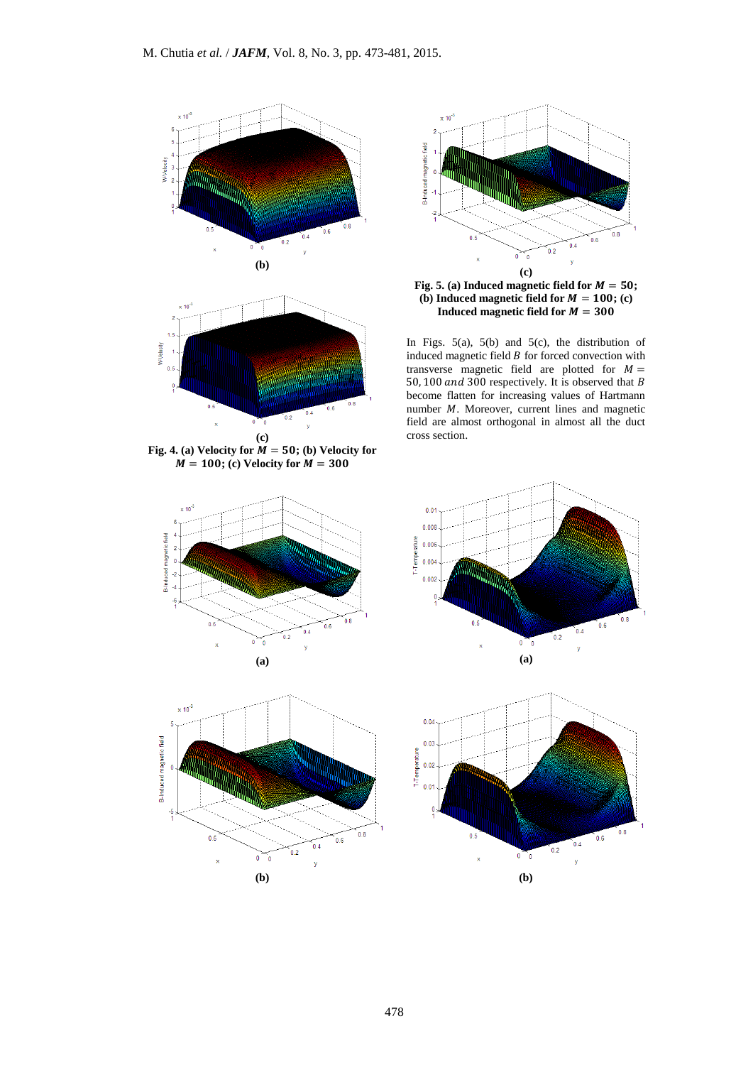Fig. 4. (a) Velocity for $M = 50$; (b) Velocity for $M = 100$; (c) Velocity for $M = 300$

Fig. 5. (a) Induced magnetic field for $M = 50$; (b) Induced magnetic field for $M = 100$; (c) Induced magnetic field for $M = 300$

In Figs. 5(a), 5(b) and 5(c), the distribution of induced magnetic field $B$ for forced convection with transverse magnetic field are plotted for $M = 50, 100$ *and* $300$ respectively. It is observed that $B$ become flatten for increasing values of Hartmann number $M$. Moreover, current lines and magnetic field are almost orthogonal in almost all the duct cross section.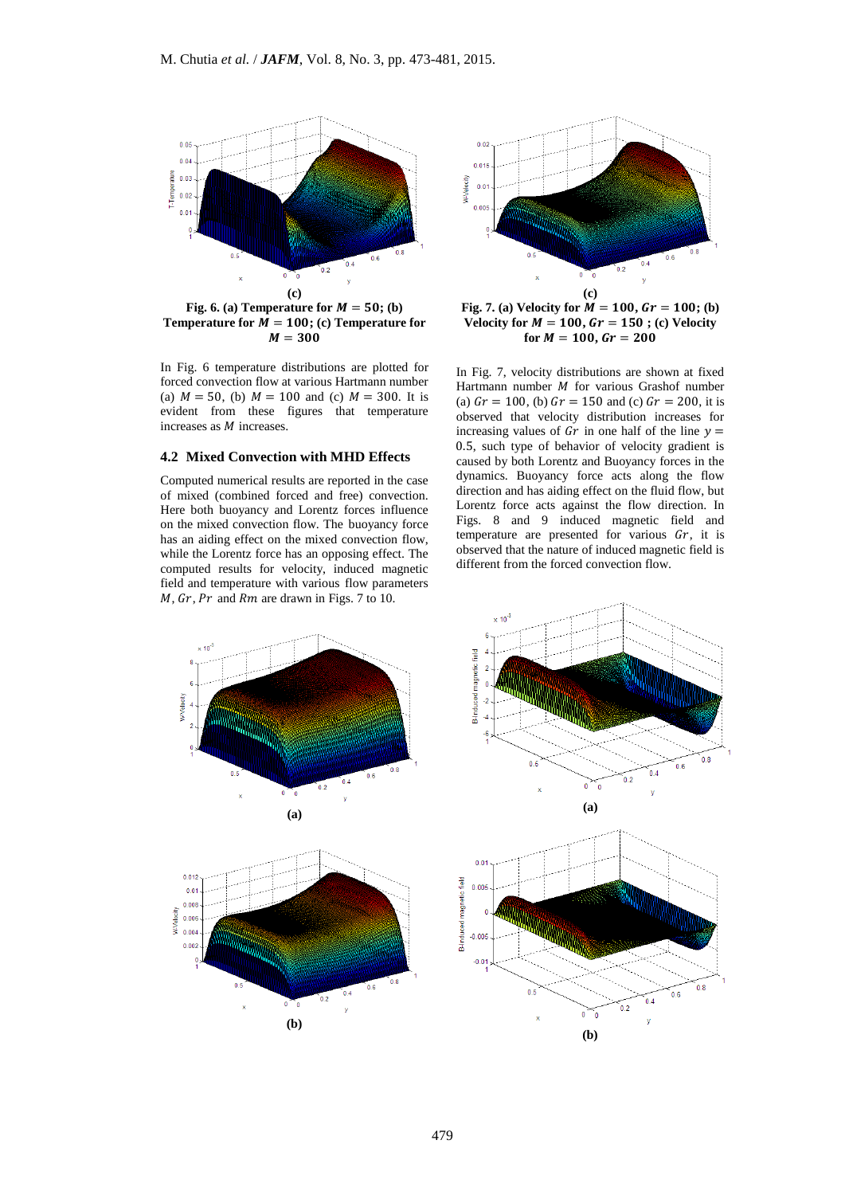(c)

**Fig. 6. (a) Temperature for $M = 50$; (b) Temperature for $M = 100$; (c) Temperature for $M = 300$**

(c)

**Fig. 7. (a) Velocity for $M = 100, Gr = 100$; (b) Velocity for $M = 100, Gr = 150$ ; (c) Velocity for $M = 100, Gr = 200$**

In Fig. 6 temperature distributions are plotted for forced convection flow at various Hartmann number (a) $M = 50$, (b) $M = 100$ and (c) $M = 300$. It is evident from these figures that temperature increases as $M$ increases.

### 4.2 Mixed Convection with MHD Effects

Computed numerical results are reported in the case of mixed (combined forced and free) convection. Here both buoyancy and Lorentz forces influence on the mixed convection flow. The buoyancy force has an aiding effect on the mixed convection flow, while the Lorentz force has an opposing effect. The computed results for velocity, induced magnetic field and temperature with various flow parameters $M$, $Gr$, $Pr$ and $Rm$ are drawn in Figs. 7 to 10.

In Fig. 7, velocity distributions are shown at fixed Hartmann number $M$ for various Grashof number (a) $Gr = 100$, (b) $Gr = 150$ and (c) $Gr = 200$, it is observed that velocity distribution increases for increasing values of $Gr$ in one half of the line $y = 0.5$, such type of behavior of velocity gradient is caused by both Lorentz and Buoyancy forces in the dynamics. Buoyancy force acts along the flow direction and has aiding effect on the fluid flow, but Lorentz force acts against the flow direction. In Figs. 8 and 9 induced magnetic field and temperature are presented for various $Gr$, it is observed that the nature of induced magnetic field is different from the forced convection flow.

(a)

(a)

(b)

(b)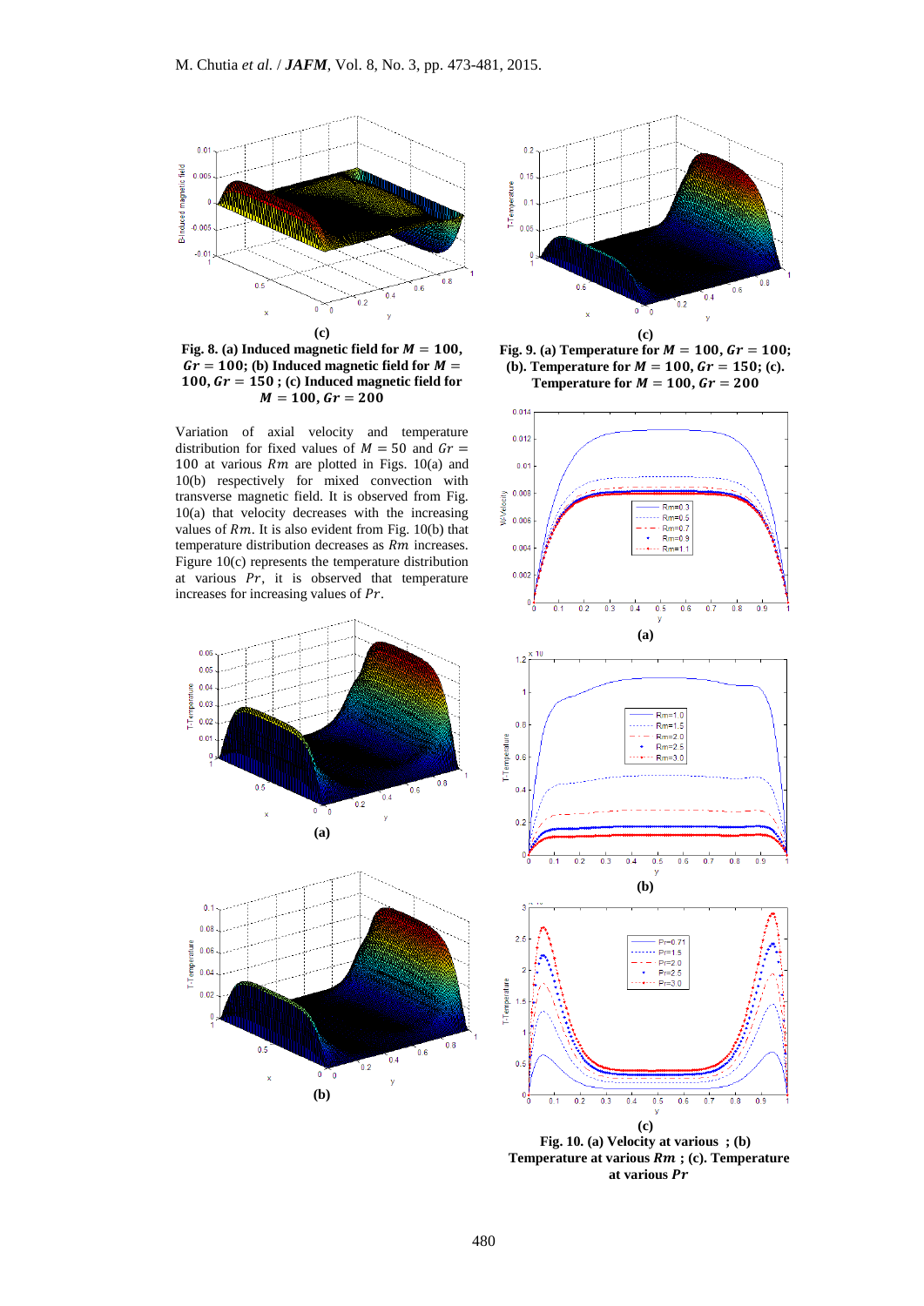(c)

**Fig. 8. (a) Induced magnetic field for $M = 100$, $Gr = 100$; (b) Induced magnetic field for $M = 100, Gr = 150$ ; (c) Induced magnetic field for $M = 100, Gr = 200$**

(c)

**Fig. 9. (a) Temperature for $M = 100, Gr = 100$; (b). Temperature for $M = 100, Gr = 150$; (c). Temperature for $M = 100, Gr = 200$**

Variation of axial velocity and temperature distribution for fixed values of $M = 50$ and $Gr = 100$ at various $Rm$ are plotted in Figs. 10(a) and 10(b) respectively for mixed convection with transverse magnetic field. It is observed from Fig. 10(a) that velocity decreases with the increasing values of $Rm$. It is also evident from Fig. 10(b) that temperature distribution decreases as $Rm$ increases. Figure 10(c) represents the temperature distribution at various $Pr$, it is observed that temperature increases for increasing values of $Pr$.

(a)

(b)

(a)

(b)

(c)

**Fig. 10. (a) Velocity at various ; (b) Temperature at various $Rm$ ; (c). Temperature at various $Pr$**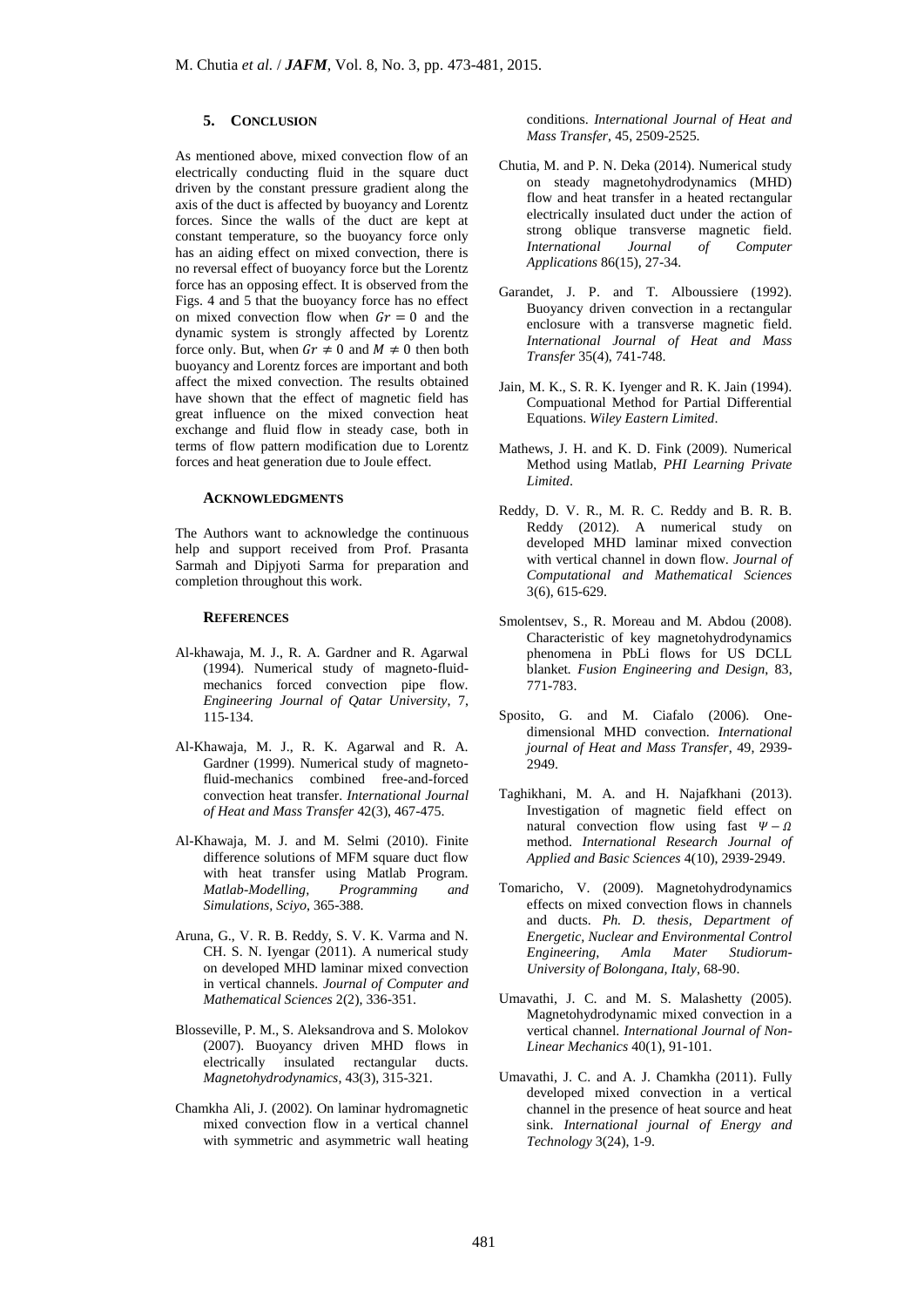## 5. CONCLUSION

As mentioned above, mixed convection flow of an electrically conducting fluid in the square duct driven by the constant pressure gradient along the axis of the duct is affected by buoyancy and Lorentz forces. Since the walls of the duct are kept at constant temperature, so the buoyancy force only has an aiding effect on mixed convection, there is no reversal effect of buoyancy force but the Lorentz force has an opposing effect. It is observed from the Figs. 4 and 5 that the buoyancy force has no effect on mixed convection flow when $Gr = 0$ and the dynamic system is strongly affected by Lorentz force only. But, when $Gr \neq 0$ and $M \neq 0$ then both buoyancy and Lorentz forces are important and both affect the mixed convection. The results obtained have shown that the effect of magnetic field has great influence on the mixed convection heat exchange and fluid flow in steady case, both in terms of flow pattern modification due to Lorentz forces and heat generation due to Joule effect.

### ACKNOWLEDGMENTS

The Authors want to acknowledge the continuous help and support received from Prof. Prasanta Sarmah and Dipjyoti Sarma for preparation and completion throughout this work.

### REFERENCES

Al-khawaja, M. J., R. A. Gardner and R. Agarwal (1994). Numerical study of magneto-fluid-mechanics forced convection pipe flow. *Engineering Journal of Qatar University*, 7, 115-134.

Al-Khawaja, M. J., R. K. Agarwal and R. A. Gardner (1999). Numerical study of magneto-fluid-mechanics combined free-and-forced convection heat transfer. *International Journal of Heat and Mass Transfer* 42(3), 467-475.

Al-Khawaja, M. J. and M. Selmi (2010). Finite difference solutions of MFM square duct flow with heat transfer using Matlab Program. *Matlab-Modelling, Programming and Simulations*, *Sciyo*, 365-388.

Aruna, G., V. R. B. Reddy, S. V. K. Varma and N. CH. S. N. Iyengar (2011). A numerical study on developed MHD laminar mixed convection in vertical channels. *Journal of Computer and Mathematical Sciences* 2(2), 336-351.

Blosseville, P. M., S. Aleksandrova and S. Molokov (2007). Buoyancy driven MHD flows in electrically insulated rectangular ducts. *Magnetohydrodynamics*, 43(3), 315-321.

Chamkha Ali, J. (2002). On laminar hydromagnetic mixed convection flow in a vertical channel with symmetric and asymmetric wall heating conditions. *International Journal of Heat and Mass Transfer*, 45, 2509-2525.

Chutia, M. and P. N. Deka (2014). Numerical study on steady magnetohydrodynamics (MHD) flow and heat transfer in a heated rectangular electrically insulated duct under the action of strong oblique transverse magnetic field. *International Journal of Computer Applications* 86(15), 27-34.

Garandet, J. P. and T. Alboussiere (1992). Buoyancy driven convection in a rectangular enclosure with a transverse magnetic field. *International Journal of Heat and Mass Transfer* 35(4), 741-748.

Jain, M. K., S. R. K. Iyenger and R. K. Jain (1994). Compuational Method for Partial Differential Equations. *Wiley Eastern Limited*.

Mathews, J. H. and K. D. Fink (2009). Numerical Method using Matlab, *PHI Learning Private Limited*.

Reddy, D. V. R., M. R. C. Reddy and B. R. B. Reddy (2012). A numerical study on developed MHD laminar mixed convection with vertical channel in down flow. *Journal of Computational and Mathematical Sciences* 3(6), 615-629.

Smolentsev, S., R. Moreau and M. Abdou (2008). Characteristic of key magnetohydrodynamics phenomena in PbLi flows for US DCLL blanket. *Fusion Engineering and Design*, 83, 771-783.

Sposito, G. and M. Ciafalo (2006). One-dimensional MHD convection. *International journal of Heat and Mass Transfer*, 49, 2939-2949.

Taghikhani, M. A. and H. Najafkhani (2013). Investigation of magnetic field effect on natural convection flow using fast $\Psi - \Omega$ method. *International Research Journal of Applied and Basic Sciences* 4(10), 2939-2949.

Tomaricho, V. (2009). Magnetohydrodynamics effects on mixed convection flows in channels and ducts. *Ph. D. thesis, Department of Energetic, Nuclear and Environmental Control Engineering, Amla Mater Studiorum-University of Bolongana, Italy*, 68-90.

Umavathi, J. C. and M. S. Malashetty (2005). Magnetohydrodynamic mixed convection in a vertical channel. *International Journal of Non-Linear Mechanics* 40(1), 91-101.

Umavathi, J. C. and A. J. Chamkha (2011). Fully developed mixed convection in a vertical channel in the presence of heat source and heat sink. *International journal of Energy and Technology* 3(24), 1-9.